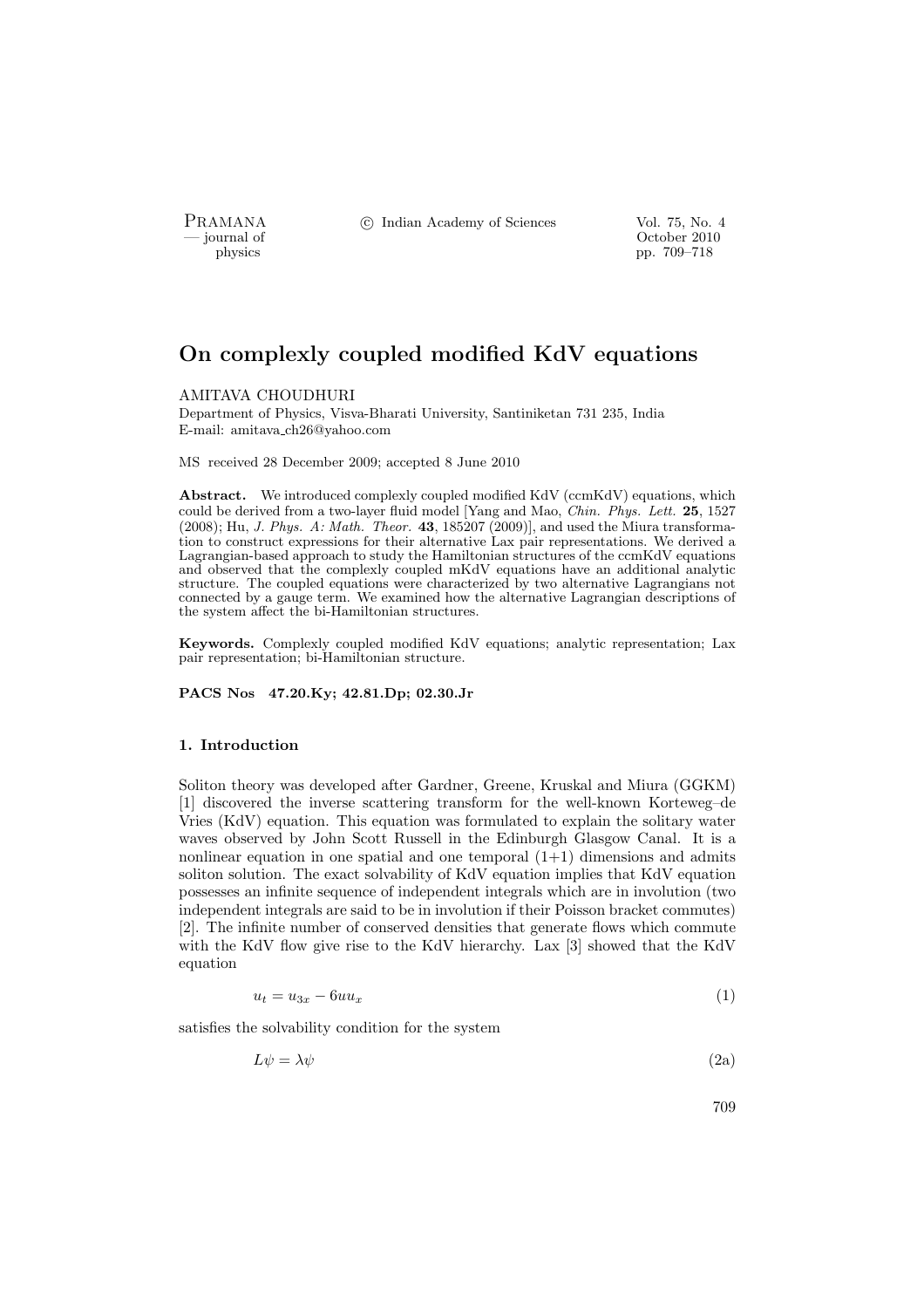# On complexly coupled modified KdV equations

AMITAVA CHOUDHURI

Department of Physics, Visva-Bharati University, Santiniketan 731 235, India
E-mail: amitava_ch26@yahoo.com

MS received 28 December 2009; accepted 8 June 2010

**Abstract.** We introduced complexly coupled modified KdV (ccmKdV) equations, which could be derived from a two-layer fluid model [Yang and Mao, *Chin. Phys. Lett.* **25**, 1527 (2008); Hu, *J. Phys. A: Math. Theor.* **43**, 185207 (2009)], and used the Miura transformation to construct expressions for their alternative Lax pair representations. We derived a Lagrangian-based approach to study the Hamiltonian structures of the ccmKdV equations and observed that the complexly coupled mKdV equations have an additional analytic structure. The coupled equations were characterized by two alternative Lagrangians not connected by a gauge term. We examined how the alternative Lagrangian descriptions of the system affect the bi-Hamiltonian structures.

**Keywords.** Complexly coupled modified KdV equations; analytic representation; Lax pair representation; bi-Hamiltonian structure.

**PACS Nos 47.20.Ky; 42.81.Dp; 02.30.Jr**

## 1. Introduction

Soliton theory was developed after Gardner, Greene, Kruskal and Miura (GGKM) [1] discovered the inverse scattering transform for the well-known Korteweg–de Vries (KdV) equation. This equation was formulated to explain the solitary water waves observed by John Scott Russell in the Edinburgh Glasgow Canal. It is a nonlinear equation in one spatial and one temporal (1+1) dimensions and admits soliton solution. The exact solvability of KdV equation implies that KdV equation possesses an infinite sequence of independent integrals which are in involution (two independent integrals are said to be in involution if their Poisson bracket commutes) [2]. The infinite number of conserved densities that generate flows which commute with the KdV flow give rise to the KdV hierarchy. Lax [3] showed that the KdV equation

$$u_t = u_{3x} - 6uu_x \tag{1}$$

satisfies the solvability condition for the system

$$L\psi = \lambda\psi \tag{2a}$$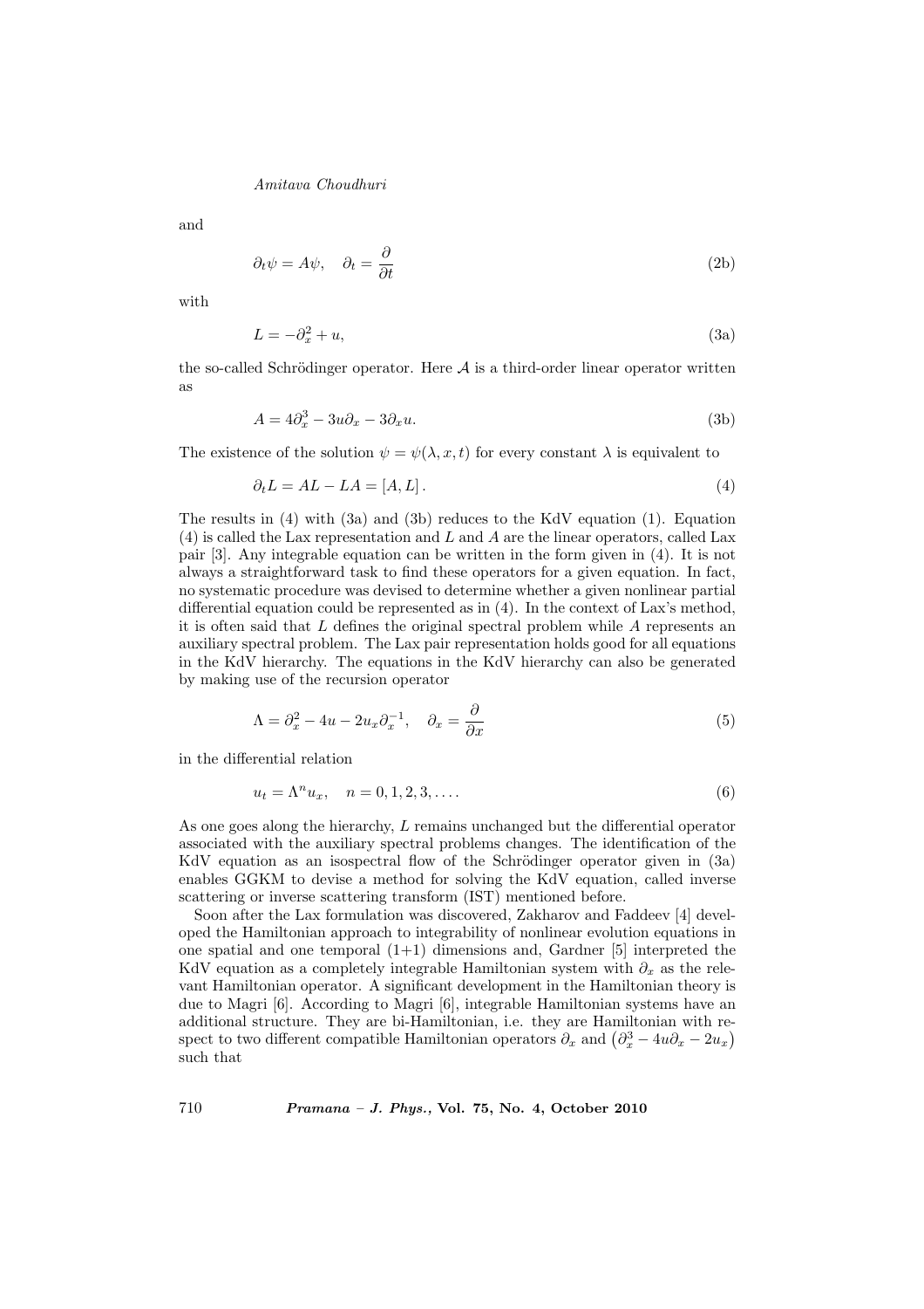and

$$\partial_t \psi = A\psi, \quad \partial_t = \frac{\partial}{\partial t} \tag{2b}$$

with

$$L = -\partial_x^2 + u, \tag{3a}$$

the so-called Schrödinger operator. Here $\mathcal{A}$ is a third-order linear operator written as

$$A = 4\partial_x^3 - 3u\partial_x - 3\partial_x u. \tag{3b}$$

The existence of the solution $\psi = \psi(\lambda, x, t)$ for every constant $\lambda$ is equivalent to

$$\partial_t L = AL - LA = [A, L]\,. \tag{4}$$

The results in (4) with (3a) and (3b) reduces to the KdV equation (1). Equation (4) is called the Lax representation and $L$ and $A$ are the linear operators, called Lax pair [3]. Any integrable equation can be written in the form given in (4). It is not always a straightforward task to find these operators for a given equation. In fact, no systematic procedure was devised to determine whether a given nonlinear partial differential equation could be represented as in (4). In the context of Lax's method, it is often said that $L$ defines the original spectral problem while $A$ represents an auxiliary spectral problem. The Lax pair representation holds good for all equations in the KdV hierarchy. The equations in the KdV hierarchy can also be generated by making use of the recursion operator

$$\Lambda = \partial_x^2 - 4u - 2u_x\partial_x^{-1}, \quad \partial_x = \frac{\partial}{\partial x} \tag{5}$$

in the differential relation

$$u_t = \Lambda^n u_x, \quad n = 0, 1, 2, 3, \ldots. \tag{6}$$

As one goes along the hierarchy, $L$ remains unchanged but the differential operator associated with the auxiliary spectral problems changes. The identification of the KdV equation as an isospectral flow of the Schrödinger operator given in (3a) enables GGKM to devise a method for solving the KdV equation, called inverse scattering or inverse scattering transform (IST) mentioned before.

Soon after the Lax formulation was discovered, Zakharov and Faddeev [4] developed the Hamiltonian approach to integrability of nonlinear evolution equations in one spatial and one temporal (1+1) dimensions and, Gardner [5] interpreted the KdV equation as a completely integrable Hamiltonian system with $\partial_x$ as the relevant Hamiltonian operator. A significant development in the Hamiltonian theory is due to Magri [6]. According to Magri [6], integrable Hamiltonian systems have an additional structure. They are bi-Hamiltonian, i.e. they are Hamiltonian with respect to two different compatible Hamiltonian operators $\partial_x$ and $\left(\partial_x^3 - 4u\partial_x - 2u_x\right)$ such that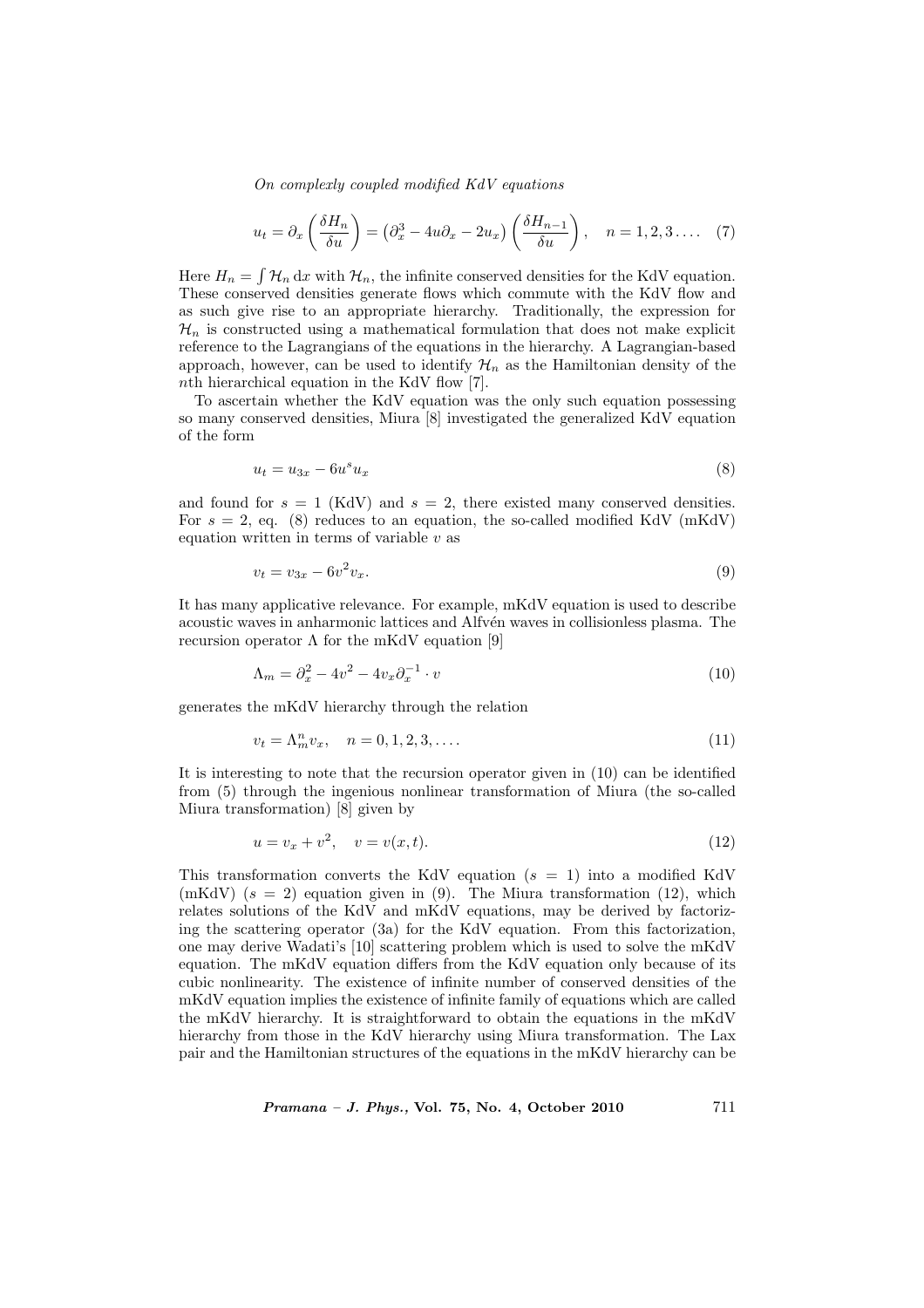$$u_t = \partial_x \left( \frac{\delta H_n}{\delta u} \right) = \left( \partial_x^3 - 4u\partial_x - 2u_x \right) \left( \frac{\delta H_{n-1}}{\delta u} \right), \quad n = 1, 2, 3 \ldots. \quad (7)$$

Here $H_n = \int \mathcal{H}_n \, \mathrm{d}x$ with $\mathcal{H}_n$, the infinite conserved densities for the KdV equation. These conserved densities generate flows which commute with the KdV flow and as such give rise to an appropriate hierarchy. Traditionally, the expression for $\mathcal{H}_n$ is constructed using a mathematical formulation that does not make explicit reference to the Lagrangians of the equations in the hierarchy. A Lagrangian-based approach, however, can be used to identify $\mathcal{H}_n$ as the Hamiltonian density of the $n$th hierarchical equation in the KdV flow [7].

To ascertain whether the KdV equation was the only such equation possessing so many conserved densities, Miura [8] investigated the generalized KdV equation of the form

$$u_t = u_{3x} - 6u^s u_x \quad (8)$$

and found for $s = 1$ (KdV) and $s = 2$, there existed many conserved densities. For $s = 2$, eq. (8) reduces to an equation, the so-called modified KdV (mKdV) equation written in terms of variable $v$ as

$$v_t = v_{3x} - 6v^2 v_x. \quad (9)$$

It has many applicative relevance. For example, mKdV equation is used to describe acoustic waves in anharmonic lattices and Alfvén waves in collisionless plasma. The recursion operator $\Lambda$ for the mKdV equation [9]

$$\Lambda_m = \partial_x^2 - 4v^2 - 4v_x \partial_x^{-1} \cdot v \quad (10)$$

generates the mKdV hierarchy through the relation

$$v_t = \Lambda_m^n v_x, \quad n = 0, 1, 2, 3, \ldots. \quad (11)$$

It is interesting to note that the recursion operator given in (10) can be identified from (5) through the ingenious nonlinear transformation of Miura (the so-called Miura transformation) [8] given by

$$u = v_x + v^2, \quad v = v(x, t). \quad (12)$$

This transformation converts the KdV equation ($s = 1$) into a modified KdV (mKdV) ($s = 2$) equation given in (9). The Miura transformation (12), which relates solutions of the KdV and mKdV equations, may be derived by factorizing the scattering operator (3a) for the KdV equation. From this factorization, one may derive Wadati's [10] scattering problem which is used to solve the mKdV equation. The mKdV equation differs from the KdV equation only because of its cubic nonlinearity. The existence of infinite number of conserved densities of the mKdV equation implies the existence of infinite family of equations which are called the mKdV hierarchy. It is straightforward to obtain the equations in the mKdV hierarchy from those in the KdV hierarchy using Miura transformation. The Lax pair and the Hamiltonian structures of the equations in the mKdV hierarchy can be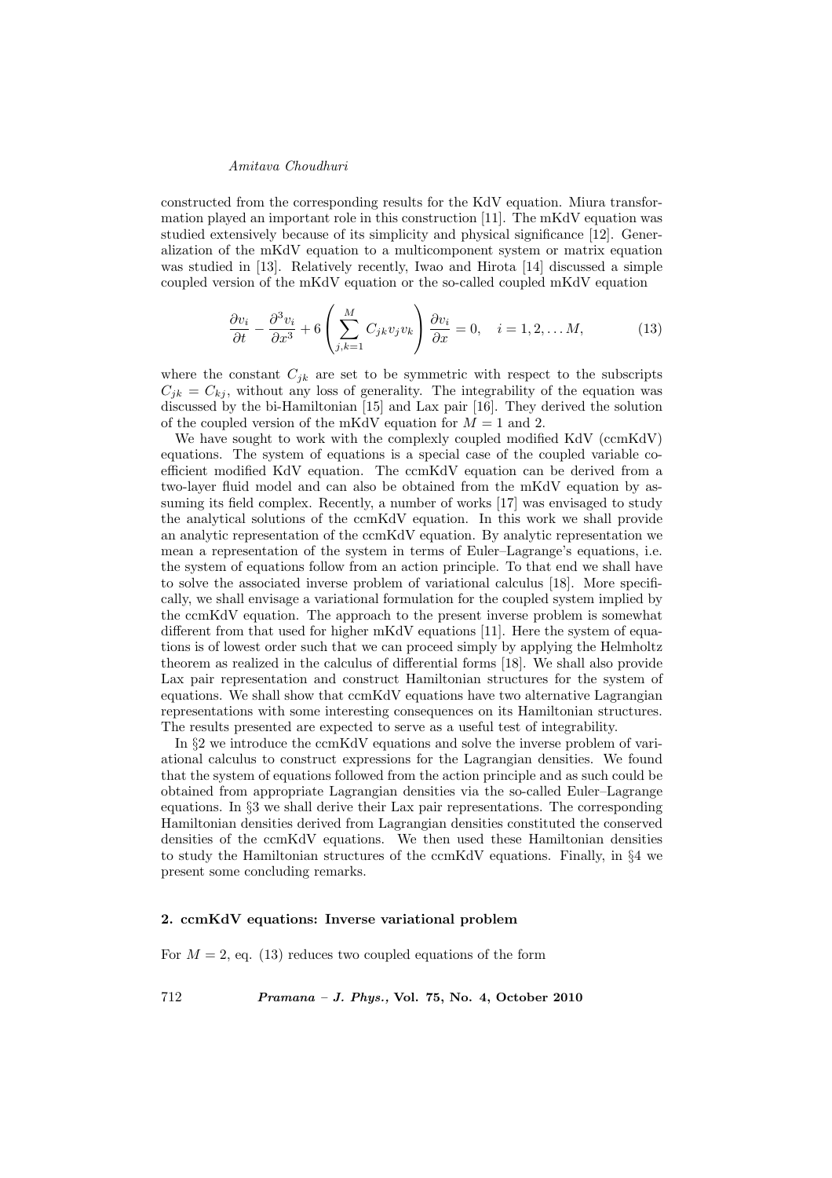constructed from the corresponding results for the KdV equation. Miura transformation played an important role in this construction [11]. The mKdV equation was studied extensively because of its simplicity and physical significance [12]. Generalization of the mKdV equation to a multicomponent system or matrix equation was studied in [13]. Relatively recently, Iwao and Hirota [14] discussed a simple coupled version of the mKdV equation or the so-called coupled mKdV equation

$$\frac{\partial v_i}{\partial t} - \frac{\partial^3 v_i}{\partial x^3} + 6\left(\sum_{j,k=1}^{M} C_{jk} v_j v_k\right)\frac{\partial v_i}{\partial x} = 0, \quad i = 1, 2, \ldots M, \tag{13}$$

where the constant $C_{jk}$ are set to be symmetric with respect to the subscripts $C_{jk} = C_{kj}$, without any loss of generality. The integrability of the equation was discussed by the bi-Hamiltonian [15] and Lax pair [16]. They derived the solution of the coupled version of the mKdV equation for $M = 1$ and 2.

We have sought to work with the complexly coupled modified KdV (ccmKdV) equations. The system of equations is a special case of the coupled variable coefficient modified KdV equation. The ccmKdV equation can be derived from a two-layer fluid model and can also be obtained from the mKdV equation by assuming its field complex. Recently, a number of works [17] was envisaged to study the analytical solutions of the ccmKdV equation. In this work we shall provide an analytic representation of the ccmKdV equation. By analytic representation we mean a representation of the system in terms of Euler–Lagrange's equations, i.e. the system of equations follow from an action principle. To that end we shall have to solve the associated inverse problem of variational calculus [18]. More specifically, we shall envisage a variational formulation for the coupled system implied by the ccmKdV equation. The approach to the present inverse problem is somewhat different from that used for higher mKdV equations [11]. Here the system of equations is of lowest order such that we can proceed simply by applying the Helmholtz theorem as realized in the calculus of differential forms [18]. We shall also provide Lax pair representation and construct Hamiltonian structures for the system of equations. We shall show that ccmKdV equations have two alternative Lagrangian representations with some interesting consequences on its Hamiltonian structures. The results presented are expected to serve as a useful test of integrability.

In §2 we introduce the ccmKdV equations and solve the inverse problem of variational calculus to construct expressions for the Lagrangian densities. We found that the system of equations followed from the action principle and as such could be obtained from appropriate Lagrangian densities via the so-called Euler–Lagrange equations. In §3 we shall derive their Lax pair representations. The corresponding Hamiltonian densities derived from Lagrangian densities constituted the conserved densities of the ccmKdV equations. We then used these Hamiltonian densities to study the Hamiltonian structures of the ccmKdV equations. Finally, in §4 we present some concluding remarks.

## 2. ccmKdV equations: Inverse variational problem

For $M = 2$, eq. (13) reduces two coupled equations of the form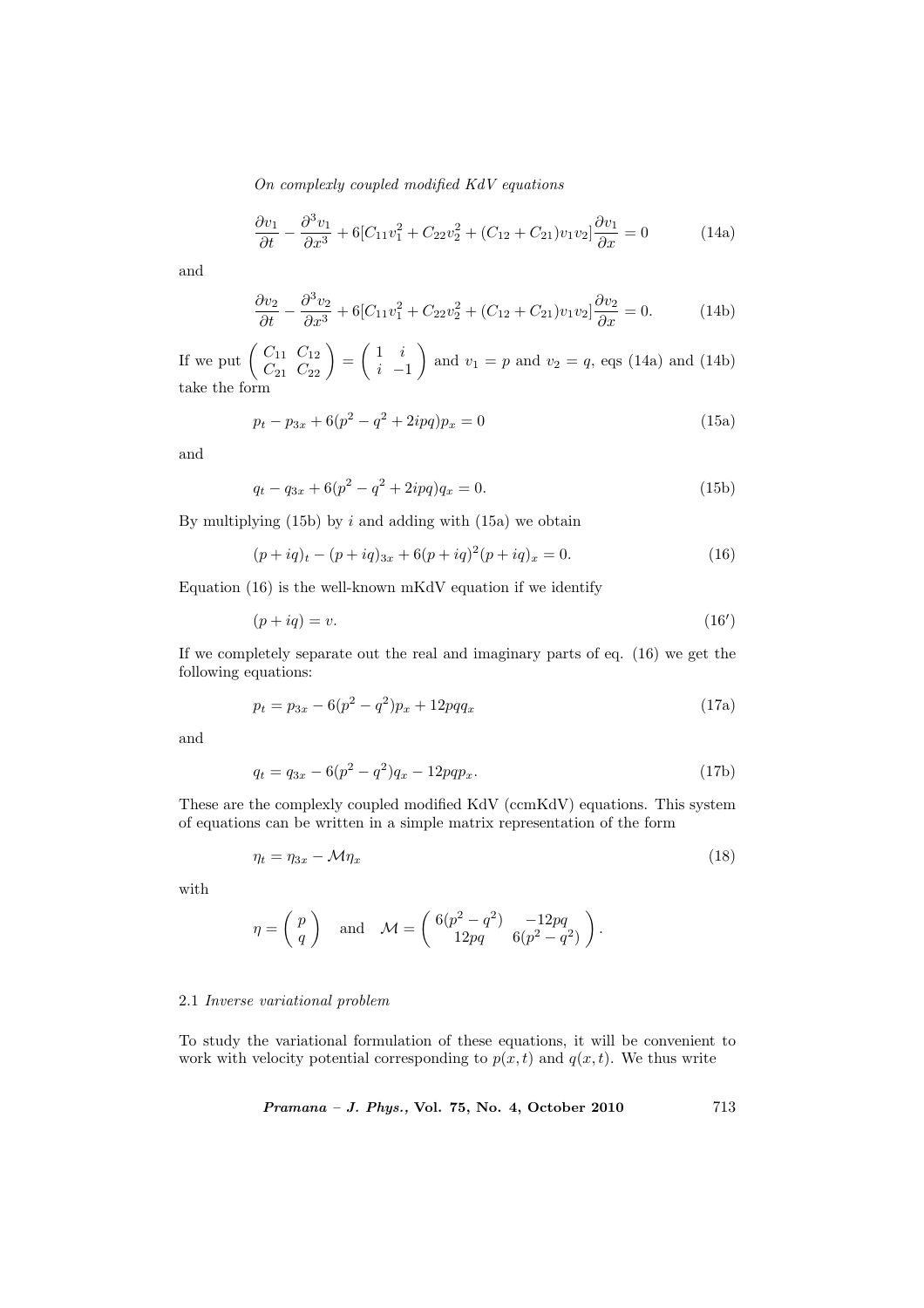$$\frac{\partial v_1}{\partial t} - \frac{\partial^3 v_1}{\partial x^3} + 6[C_{11}v_1^2 + C_{22}v_2^2 + (C_{12}+C_{21})v_1 v_2]\frac{\partial v_1}{\partial x} = 0 \tag{14a}$$

and

$$\frac{\partial v_2}{\partial t} - \frac{\partial^3 v_2}{\partial x^3} + 6[C_{11}v_1^2 + C_{22}v_2^2 + (C_{12}+C_{21})v_1 v_2]\frac{\partial v_2}{\partial x} = 0. \tag{14b}$$

If we put $\begin{pmatrix} C_{11} & C_{12} \\ C_{21} & C_{22} \end{pmatrix} = \begin{pmatrix} 1 & i \\ i & -1 \end{pmatrix}$ and $v_1 = p$ and $v_2 = q$, eqs (14a) and (14b) take the form

$$p_t - p_{3x} + 6(p^2 - q^2 + 2ipq)p_x = 0 \tag{15a}$$

and

$$q_t - q_{3x} + 6(p^2 - q^2 + 2ipq)q_x = 0. \tag{15b}$$

By multiplying (15b) by $i$ and adding with (15a) we obtain

$$(p+iq)_t - (p+iq)_{3x} + 6(p+iq)^2(p+iq)_x = 0. \tag{16}$$

Equation (16) is the well-known mKdV equation if we identify

$$(p+iq) = v. \tag{16'}$$

If we completely separate out the real and imaginary parts of eq. (16) we get the following equations:

$$p_t = p_{3x} - 6(p^2 - q^2)p_x + 12pqq_x \tag{17a}$$

and

$$q_t = q_{3x} - 6(p^2 - q^2)q_x - 12pqp_x. \tag{17b}$$

These are the complexly coupled modified KdV (ccmKdV) equations. This system of equations can be written in a simple matrix representation of the form

$$\eta_t = \eta_{3x} - \mathcal{M}\eta_x \tag{18}$$

with

$$\eta = \begin{pmatrix} p \\ q \end{pmatrix} \quad \text{and} \quad \mathcal{M} = \begin{pmatrix} 6(p^2-q^2) & -12pq \\ 12pq & 6(p^2-q^2) \end{pmatrix}.$$

### 2.1 *Inverse variational problem*

To study the variational formulation of these equations, it will be convenient to work with velocity potential corresponding to $p(x,t)$ and $q(x,t)$. We thus write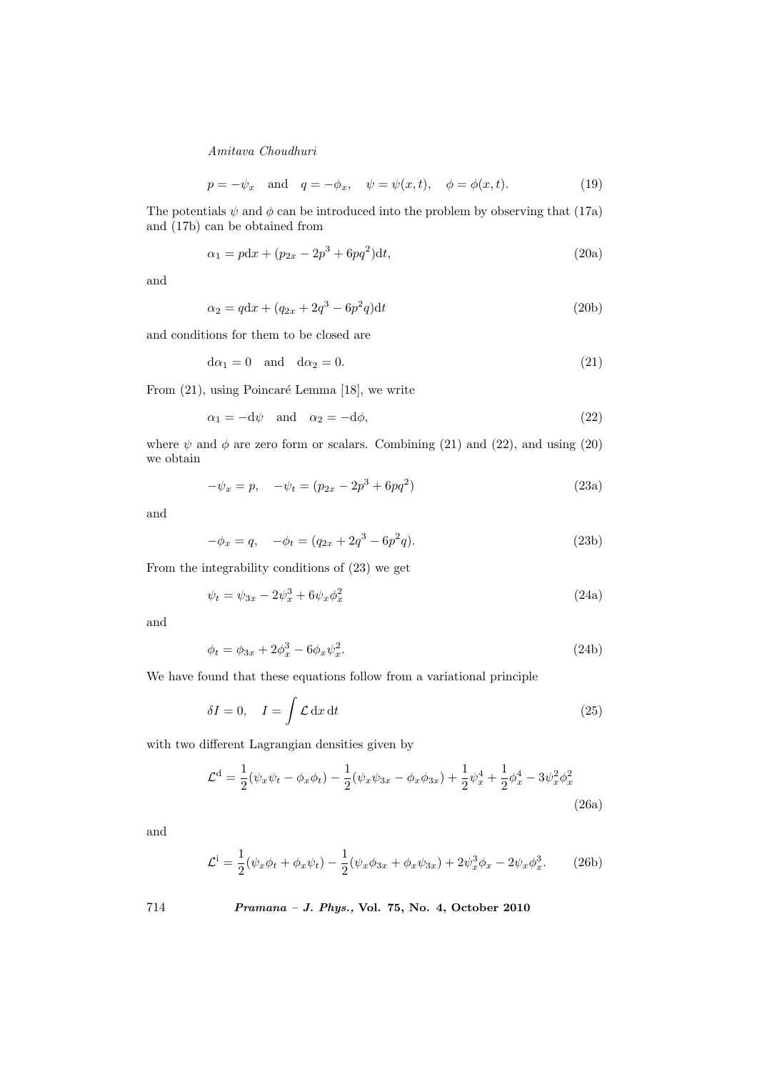$$p = -\psi_x \quad \text{and} \quad q = -\phi_x, \quad \psi = \psi(x,t), \quad \phi = \phi(x,t). \tag{19}$$

The potentials $\psi$ and $\phi$ can be introduced into the problem by observing that (17a) and (17b) can be obtained from

$$\alpha_1 = p\mathrm{d}x + (p_{2x} - 2p^3 + 6pq^2)\mathrm{d}t, \tag{20a}$$

and

$$\alpha_2 = q\mathrm{d}x + (q_{2x} + 2q^3 - 6p^2 q)\mathrm{d}t \tag{20b}$$

and conditions for them to be closed are

$$\mathrm{d}\alpha_1 = 0 \quad \text{and} \quad \mathrm{d}\alpha_2 = 0. \tag{21}$$

From (21), using Poincaré Lemma [18], we write

$$\alpha_1 = -\mathrm{d}\psi \quad \text{and} \quad \alpha_2 = -\mathrm{d}\phi, \tag{22}$$

where $\psi$ and $\phi$ are zero form or scalars. Combining (21) and (22), and using (20) we obtain

$$-\psi_x = p, \quad -\psi_t = (p_{2x} - 2p^3 + 6pq^2) \tag{23a}$$

and

$$-\phi_x = q, \quad -\phi_t = (q_{2x} + 2q^3 - 6p^2 q). \tag{23b}$$

From the integrability conditions of (23) we get

$$\psi_t = \psi_{3x} - 2\psi_x^3 + 6\psi_x\phi_x^2 \tag{24a}$$

and

$$\phi_t = \phi_{3x} + 2\phi_x^3 - 6\phi_x\psi_x^2. \tag{24b}$$

We have found that these equations follow from a variational principle

$$\delta I = 0, \quad I = \int \mathcal{L}\, \mathrm{d}x\, \mathrm{d}t \tag{25}$$

with two different Lagrangian densities given by

$$\mathcal{L}^{\mathrm{d}} = \frac{1}{2}(\psi_x\psi_t - \phi_x\phi_t) - \frac{1}{2}(\psi_x\psi_{3x} - \phi_x\phi_{3x}) + \frac{1}{2}\psi_x^4 + \frac{1}{2}\phi_x^4 - 3\psi_x^2\phi_x^2 \tag{26a}$$

and

$$\mathcal{L}^{\mathrm{i}} = \frac{1}{2}(\psi_x\phi_t + \phi_x\psi_t) - \frac{1}{2}(\psi_x\phi_{3x} + \phi_x\psi_{3x}) + 2\psi_x^3\phi_x - 2\psi_x\phi_x^3. \tag{26b}$$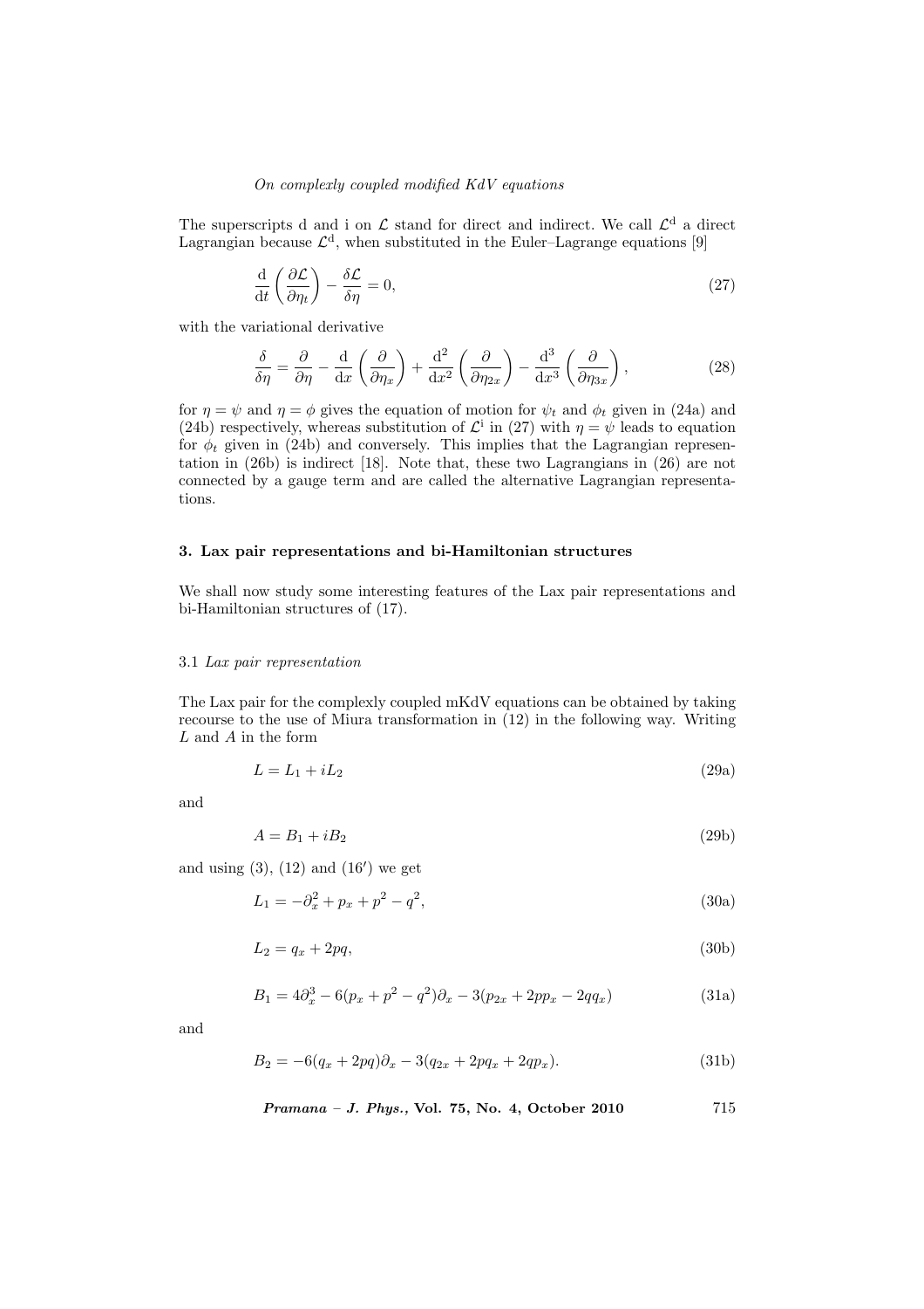The superscripts d and i on $\mathcal{L}$ stand for direct and indirect. We call $\mathcal{L}^{\mathrm{d}}$ a direct Lagrangian because $\mathcal{L}^{\mathrm{d}}$, when substituted in the Euler–Lagrange equations [9]

$$\frac{\mathrm{d}}{\mathrm{d}t}\left(\frac{\partial \mathcal{L}}{\partial \eta_t}\right) - \frac{\delta \mathcal{L}}{\delta \eta} = 0, \tag{27}$$

with the variational derivative

$$\frac{\delta}{\delta \eta} = \frac{\partial}{\partial \eta} - \frac{\mathrm{d}}{\mathrm{d}x}\left(\frac{\partial}{\partial \eta_x}\right) + \frac{\mathrm{d}^2}{\mathrm{d}x^2}\left(\frac{\partial}{\partial \eta_{2x}}\right) - \frac{\mathrm{d}^3}{\mathrm{d}x^3}\left(\frac{\partial}{\partial \eta_{3x}}\right), \tag{28}$$

for $\eta = \psi$ and $\eta = \phi$ gives the equation of motion for $\psi_t$ and $\phi_t$ given in (24a) and (24b) respectively, whereas substitution of $\mathcal{L}^{\mathrm{i}}$ in (27) with $\eta = \psi$ leads to equation for $\phi_t$ given in (24b) and conversely. This implies that the Lagrangian representation in (26b) is indirect [18]. Note that, these two Lagrangians in (26) are not connected by a gauge term and are called the alternative Lagrangian representations.

## 3. Lax pair representations and bi-Hamiltonian structures

We shall now study some interesting features of the Lax pair representations and bi-Hamiltonian structures of (17).

### 3.1 *Lax pair representation*

The Lax pair for the complexly coupled mKdV equations can be obtained by taking recourse to the use of Miura transformation in (12) in the following way. Writing $L$ and $A$ in the form

$$L = L_1 + iL_2 \tag{29a}$$

and

$$A = B_1 + iB_2 \tag{29b}$$

and using (3), (12) and (16′) we get

$$L_1 = -\partial_x^2 + p_x + p^2 - q^2, \tag{30a}$$

$$L_2 = q_x + 2pq, \tag{30b}$$

$$B_1 = 4\partial_x^3 - 6(p_x + p^2 - q^2)\partial_x - 3(p_{2x} + 2pp_x - 2qq_x) \tag{31a}$$

and

$$B_2 = -6(q_x + 2pq)\partial_x - 3(q_{2x} + 2pq_x + 2qp_x). \tag{31b}$$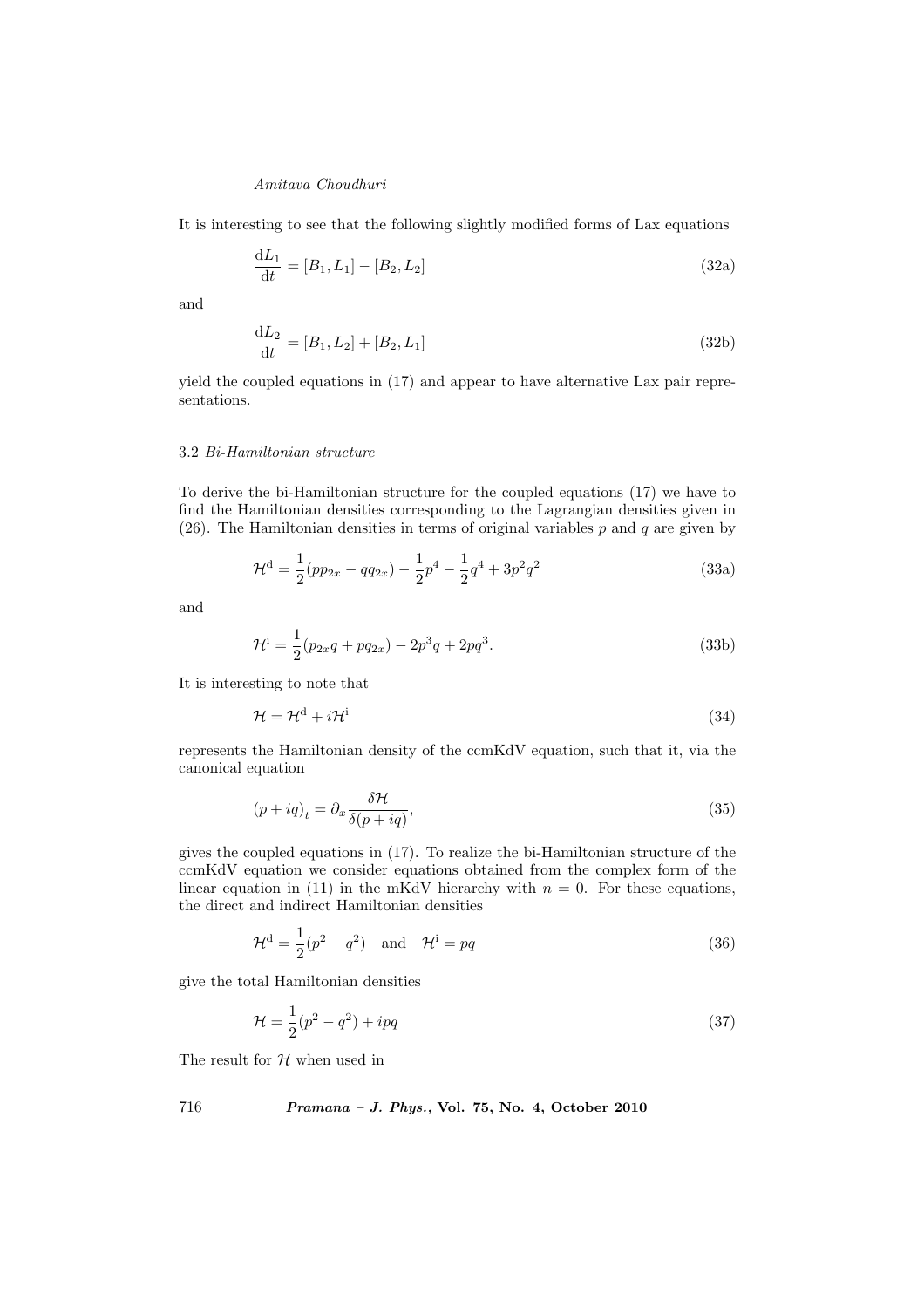It is interesting to see that the following slightly modified forms of Lax equations

$$\frac{\mathrm{d}L_1}{\mathrm{d}t} = [B_1, L_1] - [B_2, L_2] \tag{32a}$$

and

$$\frac{\mathrm{d}L_2}{\mathrm{d}t} = [B_1, L_2] + [B_2, L_1] \tag{32b}$$

yield the coupled equations in (17) and appear to have alternative Lax pair representations.

### 3.2 *Bi-Hamiltonian structure*

To derive the bi-Hamiltonian structure for the coupled equations (17) we have to find the Hamiltonian densities corresponding to the Lagrangian densities given in (26). The Hamiltonian densities in terms of original variables $p$ and $q$ are given by

$$\mathcal{H}^{\mathrm{d}} = \frac{1}{2}(pp_{2x} - qq_{2x}) - \frac{1}{2}p^4 - \frac{1}{2}q^4 + 3p^2q^2 \tag{33a}$$

and

$$\mathcal{H}^{\mathrm{i}} = \frac{1}{2}(p_{2x}q + pq_{2x}) - 2p^3q + 2pq^3. \tag{33b}$$

It is interesting to note that

$$\mathcal{H} = \mathcal{H}^{\mathrm{d}} + i\mathcal{H}^{\mathrm{i}} \tag{34}$$

represents the Hamiltonian density of the ccmKdV equation, such that it, via the canonical equation

$$(p + iq)_t = \partial_x \frac{\delta \mathcal{H}}{\delta(p + iq)}, \tag{35}$$

gives the coupled equations in (17). To realize the bi-Hamiltonian structure of the ccmKdV equation we consider equations obtained from the complex form of the linear equation in (11) in the mKdV hierarchy with $n = 0$. For these equations, the direct and indirect Hamiltonian densities

$$\mathcal{H}^{\mathrm{d}} = \frac{1}{2}(p^2 - q^2) \quad \text{and} \quad \mathcal{H}^{\mathrm{i}} = pq \tag{36}$$

give the total Hamiltonian densities

$$\mathcal{H} = \frac{1}{2}(p^2 - q^2) + ipq \tag{37}$$

The result for $\mathcal{H}$ when used in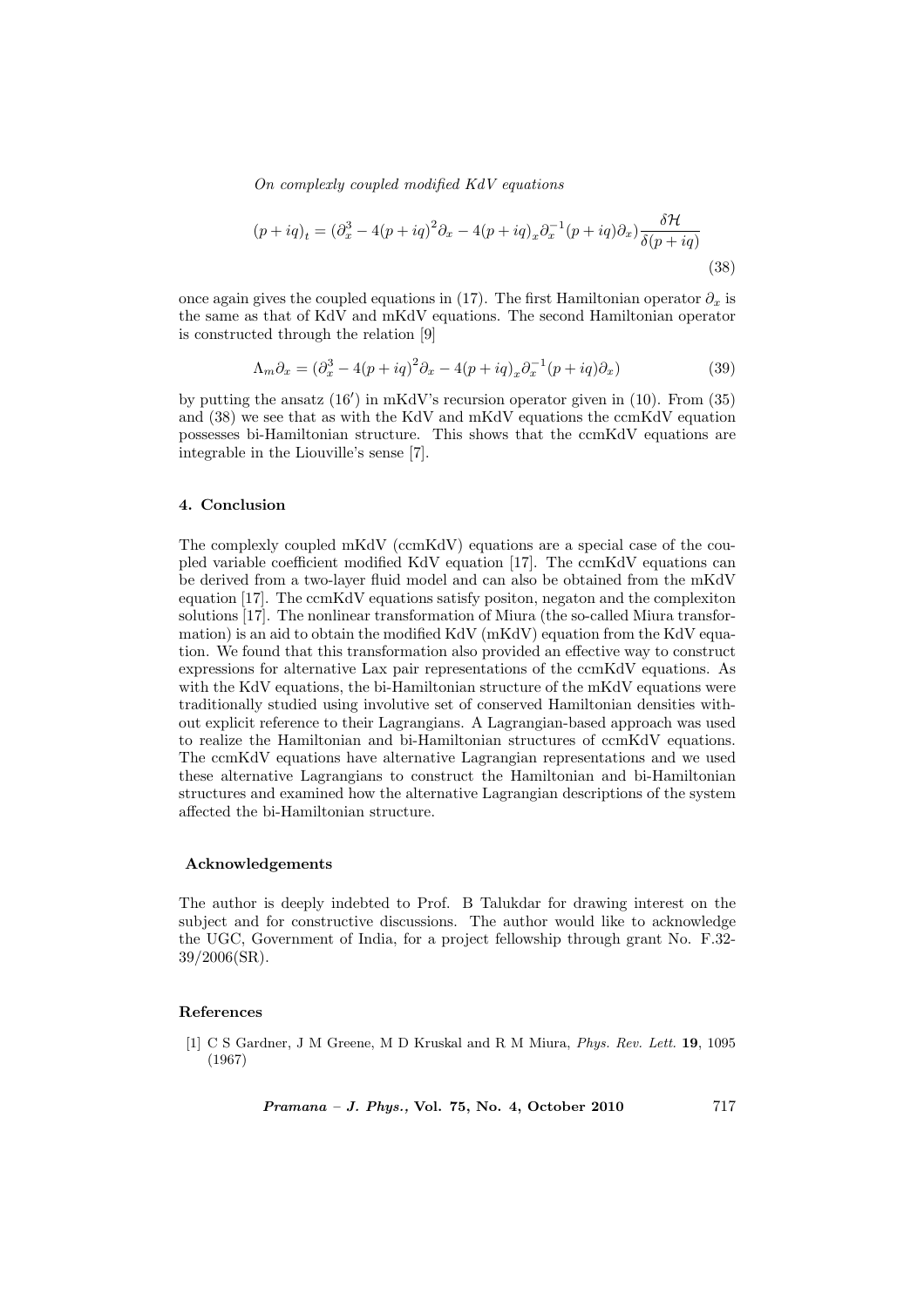$$(p+iq)_t = (\partial_x^3 - 4(p+iq)^2\partial_x - 4(p+iq)_x\partial_x^{-1}(p+iq)\partial_x)\frac{\delta\mathcal{H}}{\delta(p+iq)} \tag{38}$$

once again gives the coupled equations in (17). The first Hamiltonian operator $\partial_x$ is the same as that of KdV and mKdV equations. The second Hamiltonian operator is constructed through the relation [9]

$$\Lambda_m\partial_x = (\partial_x^3 - 4(p+iq)^2\partial_x - 4(p+iq)_x\partial_x^{-1}(p+iq)\partial_x) \tag{39}$$

by putting the ansatz (16′) in mKdV's recursion operator given in (10). From (35) and (38) we see that as with the KdV and mKdV equations the ccmKdV equation possesses bi-Hamiltonian structure. This shows that the ccmKdV equations are integrable in the Liouville's sense [7].

## 4. Conclusion

The complexly coupled mKdV (ccmKdV) equations are a special case of the coupled variable coefficient modified KdV equation [17]. The ccmKdV equations can be derived from a two-layer fluid model and can also be obtained from the mKdV equation [17]. The ccmKdV equations satisfy positon, negaton and the complexiton solutions [17]. The nonlinear transformation of Miura (the so-called Miura transformation) is an aid to obtain the modified KdV (mKdV) equation from the KdV equation. We found that this transformation also provided an effective way to construct expressions for alternative Lax pair representations of the ccmKdV equations. As with the KdV equations, the bi-Hamiltonian structure of the mKdV equations were traditionally studied using involutive set of conserved Hamiltonian densities without explicit reference to their Lagrangians. A Lagrangian-based approach was used to realize the Hamiltonian and bi-Hamiltonian structures of ccmKdV equations. The ccmKdV equations have alternative Lagrangian representations and we used these alternative Lagrangians to construct the Hamiltonian and bi-Hamiltonian structures and examined how the alternative Lagrangian descriptions of the system affected the bi-Hamiltonian structure.

### Acknowledgements

The author is deeply indebted to Prof. B Talukdar for drawing interest on the subject and for constructive discussions. The author would like to acknowledge the UGC, Government of India, for a project fellowship through grant No. F.32-39/2006(SR).

### References

[1] C S Gardner, J M Greene, M D Kruskal and R M Miura, *Phys. Rev. Lett.* **19**, 1095 (1967)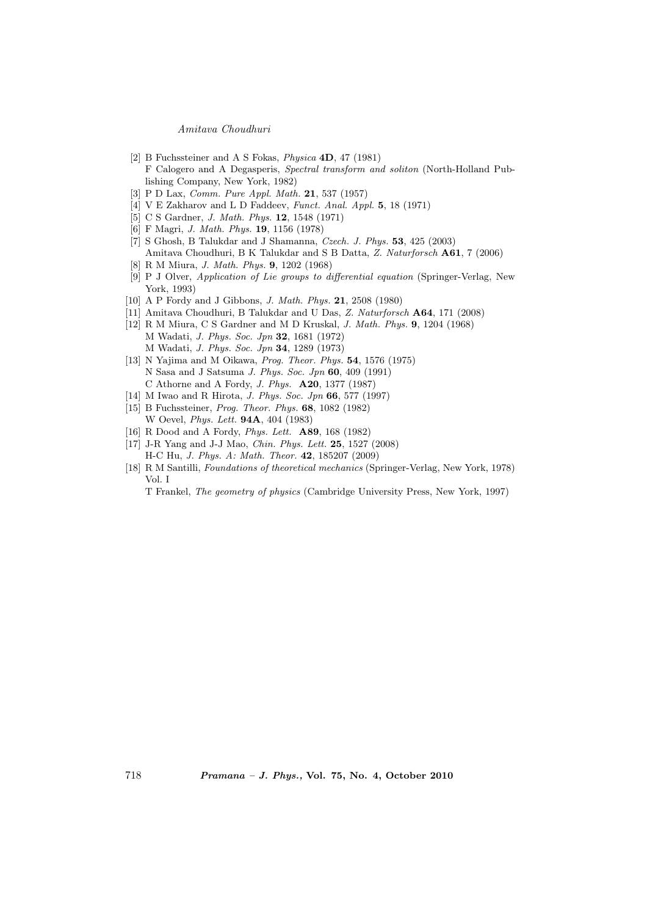[2] B Fuchssteiner and A S Fokas, *Physica* **4D**, 47 (1981)
F Calogero and A Degasperis, *Spectral transform and soliton* (North-Holland Publishing Company, New York, 1982)

[3] P D Lax, *Comm. Pure Appl. Math.* **21**, 537 (1957)

[4] V E Zakharov and L D Faddeev, *Funct. Anal. Appl.* **5**, 18 (1971)

[5] C S Gardner, *J. Math. Phys.* **12**, 1548 (1971)

[6] F Magri, *J. Math. Phys.* **19**, 1156 (1978)

[7] S Ghosh, B Talukdar and J Shamanna, *Czech. J. Phys.* **53**, 425 (2003)
Amitava Choudhuri, B K Talukdar and S B Datta, *Z. Naturforsch* **A61**, 7 (2006)

[8] R M Miura, *J. Math. Phys.* **9**, 1202 (1968)

[9] P J Olver, *Application of Lie groups to differential equation* (Springer-Verlag, New York, 1993)

[10] A P Fordy and J Gibbons, *J. Math. Phys.* **21**, 2508 (1980)

[11] Amitava Choudhuri, B Talukdar and U Das, *Z. Naturforsch* **A64**, 171 (2008)

[12] R M Miura, C S Gardner and M D Kruskal, *J. Math. Phys.* **9**, 1204 (1968)
M Wadati, *J. Phys. Soc. Jpn* **32**, 1681 (1972)
M Wadati, *J. Phys. Soc. Jpn* **34**, 1289 (1973)

[13] N Yajima and M Oikawa, *Prog. Theor. Phys.* **54**, 1576 (1975)
N Sasa and J Satsuma *J. Phys. Soc. Jpn* **60**, 409 (1991)
C Athorne and A Fordy, *J. Phys.* **A20**, 1377 (1987)

[14] M Iwao and R Hirota, *J. Phys. Soc. Jpn* **66**, 577 (1997)

[15] B Fuchssteiner, *Prog. Theor. Phys.* **68**, 1082 (1982)
W Oevel, *Phys. Lett.* **94A**, 404 (1983)

[16] R Dood and A Fordy, *Phys. Lett.* **A89**, 168 (1982)

[17] J-R Yang and J-J Mao, *Chin. Phys. Lett.* **25**, 1527 (2008)
H-C Hu, *J. Phys. A: Math. Theor.* **42**, 185207 (2009)

[18] R M Santilli, *Foundations of theoretical mechanics* (Springer-Verlag, New York, 1978) Vol. I
T Frankel, *The geometry of physics* (Cambridge University Press, New York, 1997)